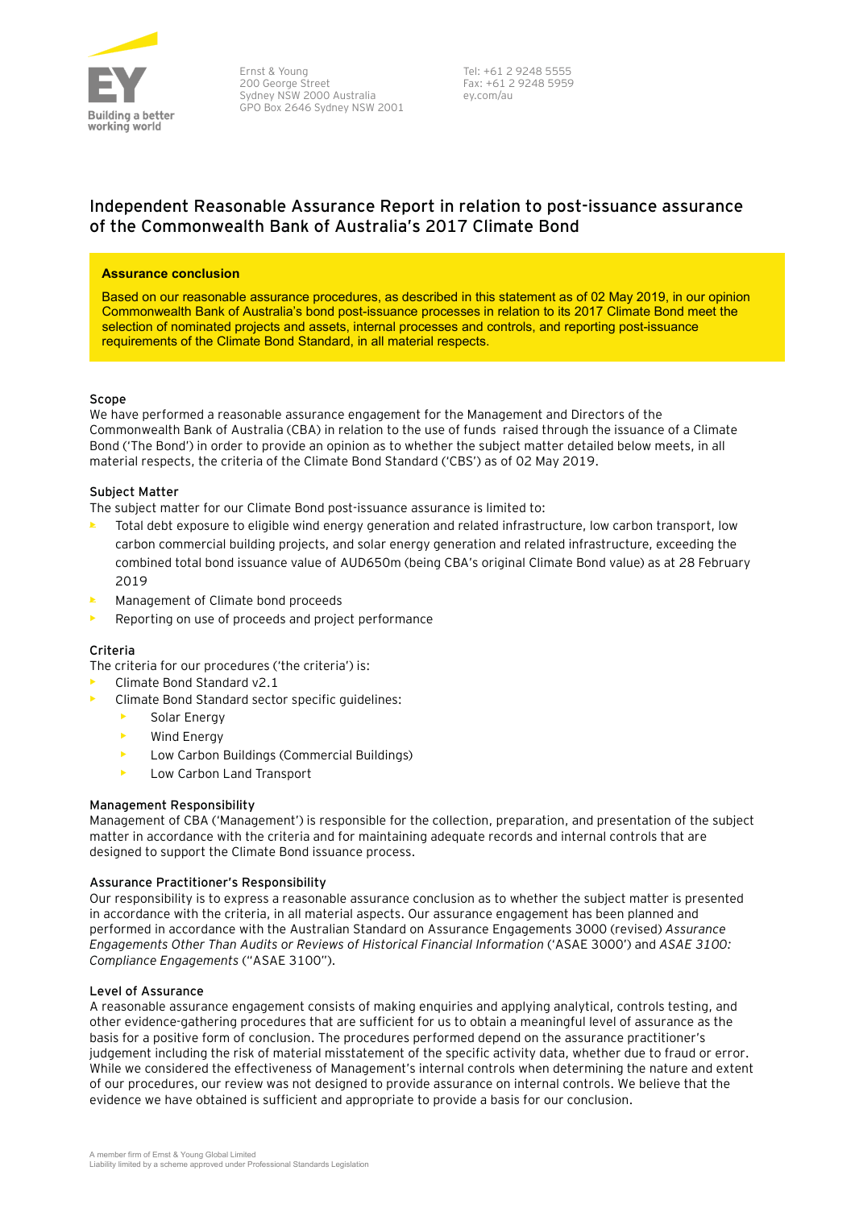Ernst & Young
200 George Street
Sydney NSW 2000 Australia
GPO Box 2646 Sydney NSW 2001

Tel: +61 2 9248 5555
Fax: +61 2 9248 5959
ey.com/au

# Independent Reasonable Assurance Report in relation to post-issuance assurance of the Commonwealth Bank of Australia's 2017 Climate Bond

**Assurance conclusion**

Based on our reasonable assurance procedures, as described in this statement as of 02 May 2019, in our opinion Commonwealth Bank of Australia's bond post-issuance processes in relation to its 2017 Climate Bond meet the selection of nominated projects and assets, internal processes and controls, and reporting post-issuance requirements of the Climate Bond Standard, in all material respects.

### Scope

We have performed a reasonable assurance engagement for the Management and Directors of the Commonwealth Bank of Australia (CBA) in relation to the use of funds raised through the issuance of a Climate Bond ('The Bond') in order to provide an opinion as to whether the subject matter detailed below meets, in all material respects, the criteria of the Climate Bond Standard ('CBS') as of 02 May 2019.

### Subject Matter

The subject matter for our Climate Bond post-issuance assurance is limited to:

- Total debt exposure to eligible wind energy generation and related infrastructure, low carbon transport, low carbon commercial building projects, and solar energy generation and related infrastructure, exceeding the combined total bond issuance value of AUD650m (being CBA's original Climate Bond value) as at 28 February 2019
- Management of Climate bond proceeds
- Reporting on use of proceeds and project performance

### Criteria

The criteria for our procedures ('the criteria') is:

- Climate Bond Standard v2.1
- Climate Bond Standard sector specific guidelines:
  - Solar Energy
  - Wind Energy
  - Low Carbon Buildings (Commercial Buildings)
  - Low Carbon Land Transport

### Management Responsibility

Management of CBA ('Management') is responsible for the collection, preparation, and presentation of the subject matter in accordance with the criteria and for maintaining adequate records and internal controls that are designed to support the Climate Bond issuance process.

### Assurance Practitioner's Responsibility

Our responsibility is to express a reasonable assurance conclusion as to whether the subject matter is presented in accordance with the criteria, in all material aspects. Our assurance engagement has been planned and performed in accordance with the Australian Standard on Assurance Engagements 3000 (revised) *Assurance Engagements Other Than Audits or Reviews of Historical Financial Information* ('ASAE 3000') and *ASAE 3100: Compliance Engagements* ("ASAE 3100").

### Level of Assurance

A reasonable assurance engagement consists of making enquiries and applying analytical, controls testing, and other evidence-gathering procedures that are sufficient for us to obtain a meaningful level of assurance as the basis for a positive form of conclusion. The procedures performed depend on the assurance practitioner's judgement including the risk of material misstatement of the specific activity data, whether due to fraud or error. While we considered the effectiveness of Management's internal controls when determining the nature and extent of our procedures, our review was not designed to provide assurance on internal controls. We believe that the evidence we have obtained is sufficient and appropriate to provide a basis for our conclusion.

A member firm of Ernst & Young Global Limited
Liability limited by a scheme approved under Professional Standards Legislation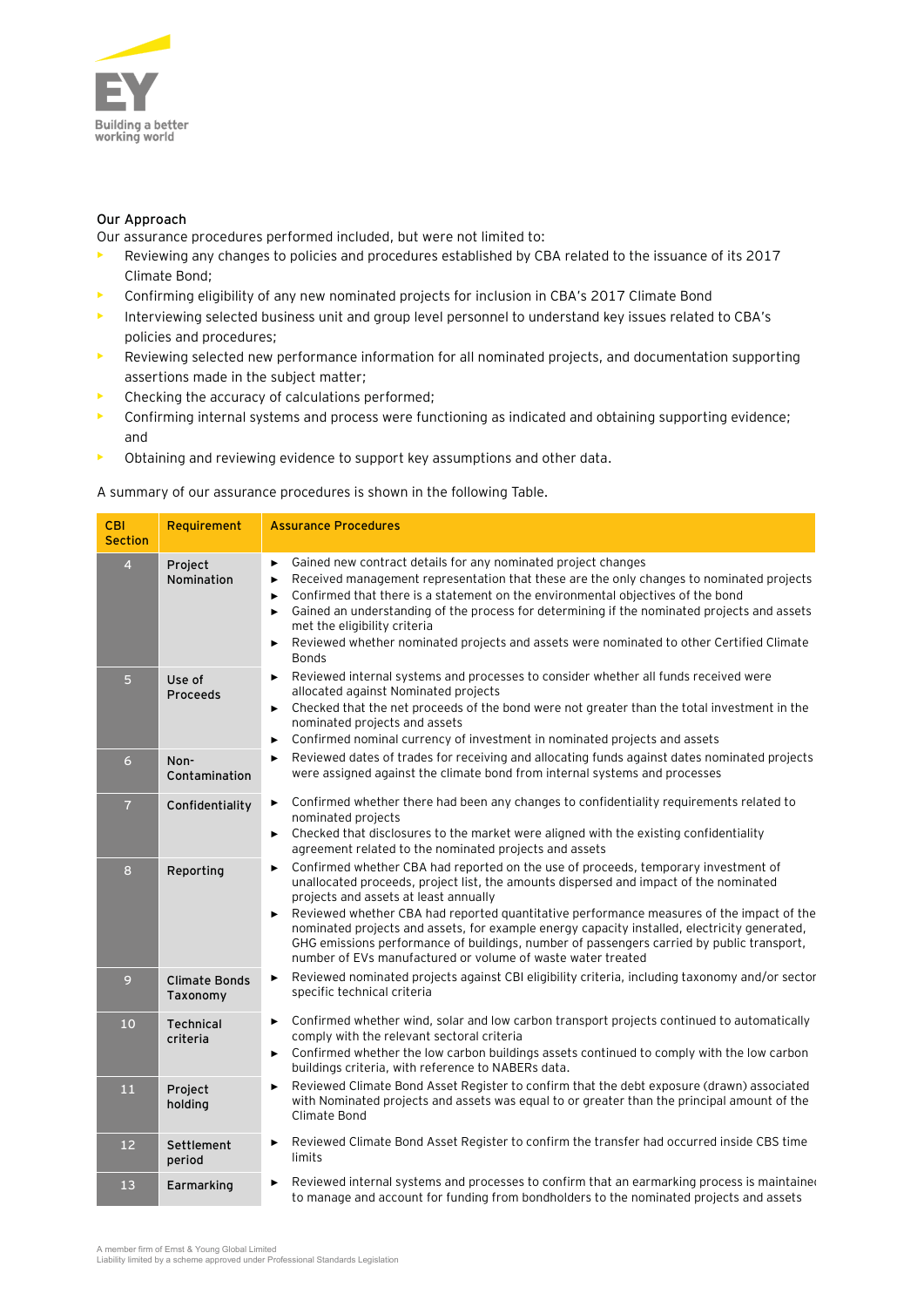### Our Approach

Our assurance procedures performed included, but were not limited to:

- Reviewing any changes to policies and procedures established by CBA related to the issuance of its 2017 Climate Bond;
- Confirming eligibility of any new nominated projects for inclusion in CBA's 2017 Climate Bond
- Interviewing selected business unit and group level personnel to understand key issues related to CBA's policies and procedures;
- Reviewing selected new performance information for all nominated projects, and documentation supporting assertions made in the subject matter;
- Checking the accuracy of calculations performed;
- Confirming internal systems and process were functioning as indicated and obtaining supporting evidence; and
- Obtaining and reviewing evidence to support key assumptions and other data.

A summary of our assurance procedures is shown in the following Table.

| CBI Section | Requirement | Assurance Procedures |
|---|---|---|
| 4 | Project Nomination | ► Gained new contract details for any nominated project changes<br>► Received management representation that these are the only changes to nominated projects<br>► Confirmed that there is a statement on the environmental objectives of the bond<br>► Gained an understanding of the process for determining if the nominated projects and assets met the eligibility criteria<br>► Reviewed whether nominated projects and assets were nominated to other Certified Climate Bonds |
| 5 | Use of Proceeds | ► Reviewed internal systems and processes to consider whether all funds received were allocated against Nominated projects<br>► Checked that the net proceeds of the bond were not greater than the total investment in the nominated projects and assets<br>► Confirmed nominal currency of investment in nominated projects and assets |
| 6 | Non-Contamination | ► Reviewed dates of trades for receiving and allocating funds against dates nominated projects were assigned against the climate bond from internal systems and processes |
| 7 | Confidentiality | ► Confirmed whether there had been any changes to confidentiality requirements related to nominated projects<br>► Checked that disclosures to the market were aligned with the existing confidentiality agreement related to the nominated projects and assets |
| 8 | Reporting | ► Confirmed whether CBA had reported on the use of proceeds, temporary investment of unallocated proceeds, project list, the amounts dispersed and impact of the nominated projects and assets at least annually<br>► Reviewed whether CBA had reported quantitative performance measures of the impact of the nominated projects and assets, for example energy capacity installed, electricity generated, GHG emissions performance of buildings, number of passengers carried by public transport, number of EVs manufactured or volume of waste water treated |
| 9 | Climate Bonds Taxonomy | ► Reviewed nominated projects against CBI eligibility criteria, including taxonomy and/or sector specific technical criteria |
| 10 | Technical criteria | ► Confirmed whether wind, solar and low carbon transport projects continued to automatically comply with the relevant sectoral criteria<br>► Confirmed whether the low carbon buildings assets continued to comply with the low carbon buildings criteria, with reference to NABERs data. |
| 11 | Project holding | ► Reviewed Climate Bond Asset Register to confirm that the debt exposure (drawn) associated with Nominated projects and assets was equal to or greater than the principal amount of the Climate Bond |
| 12 | Settlement period | ► Reviewed Climate Bond Asset Register to confirm the transfer had occurred inside CBS time limits |
| 13 | Earmarking | ► Reviewed internal systems and processes to confirm that an earmarking process is maintained to manage and account for funding from bondholders to the nominated projects and assets |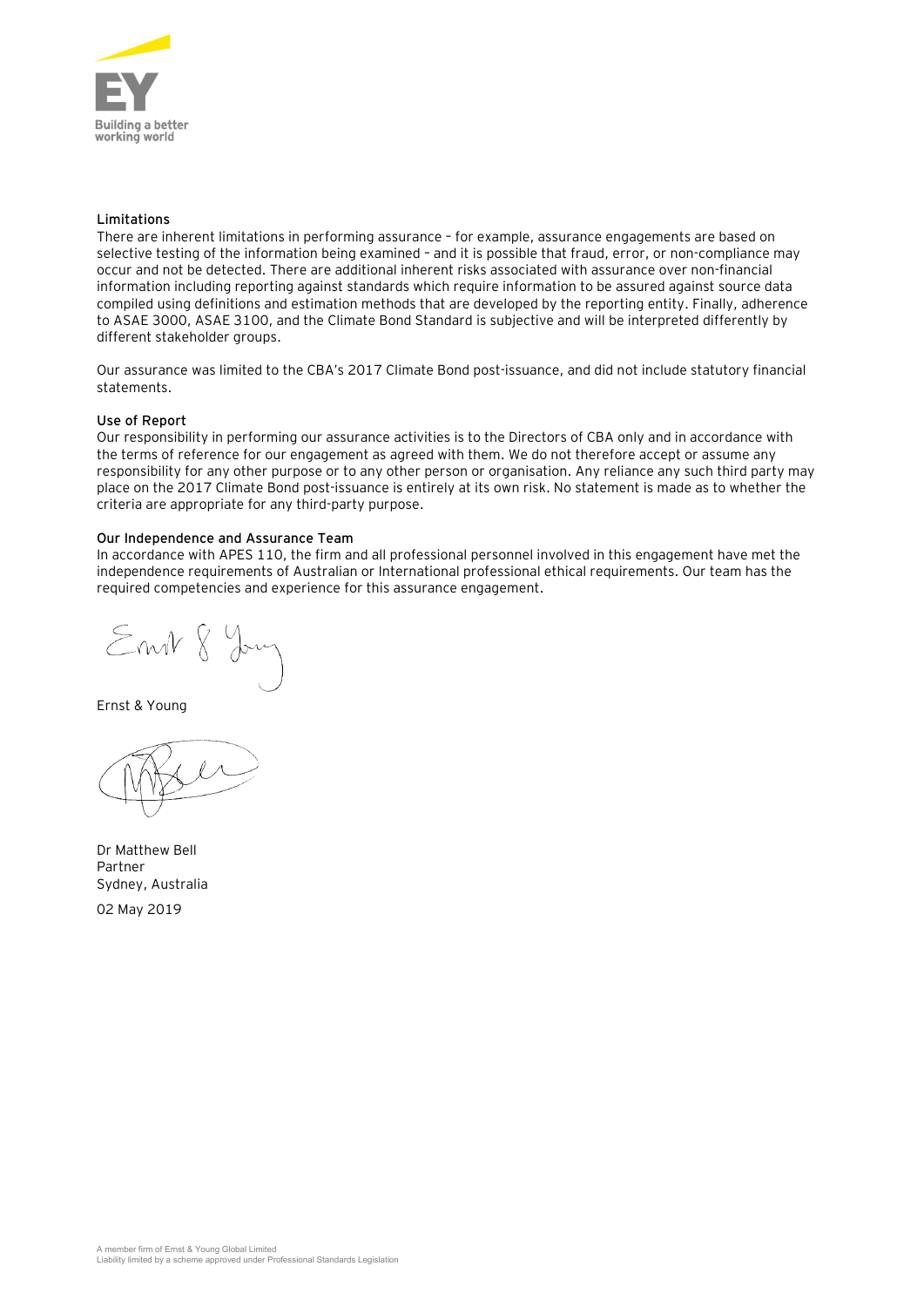**Limitations**

There are inherent limitations in performing assurance – for example, assurance engagements are based on selective testing of the information being examined – and it is possible that fraud, error, or non-compliance may occur and not be detected. There are additional inherent risks associated with assurance over non-financial information including reporting against standards which require information to be assured against source data compiled using definitions and estimation methods that are developed by the reporting entity. Finally, adherence to ASAE 3000, ASAE 3100, and the Climate Bond Standard is subjective and will be interpreted differently by different stakeholder groups.

Our assurance was limited to the CBA's 2017 Climate Bond post-issuance, and did not include statutory financial statements.

**Use of Report**

Our responsibility in performing our assurance activities is to the Directors of CBA only and in accordance with the terms of reference for our engagement as agreed with them. We do not therefore accept or assume any responsibility for any other purpose or to any other person or organisation. Any reliance any such third party may place on the 2017 Climate Bond post-issuance is entirely at its own risk. No statement is made as to whether the criteria are appropriate for any third-party purpose.

**Our Independence and Assurance Team**

In accordance with APES 110, the firm and all professional personnel involved in this engagement have met the independence requirements of Australian or International professional ethical requirements. Our team has the required competencies and experience for this assurance engagement.

Ernst & Young

Dr Matthew Bell
Partner
Sydney, Australia

02 May 2019

A member firm of Ernst & Young Global Limited
Liability limited by a scheme approved under Professional Standards Legislation